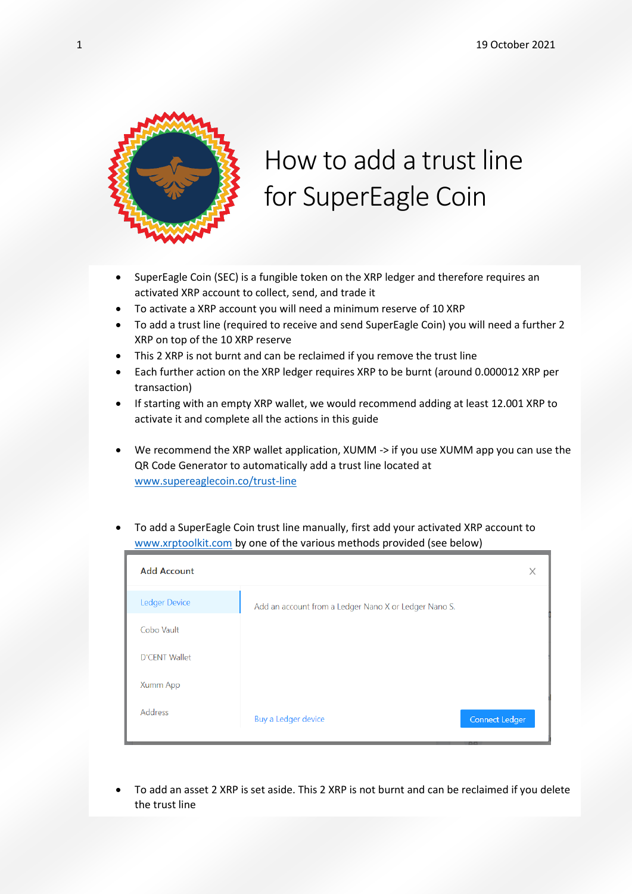19 October 2021

# How to add a trust line for SuperEagle Coin

- SuperEagle Coin (SEC) is a fungible token on the XRP ledger and therefore requires an activated XRP account to collect, send, and trade it
- To activate a XRP account you will need a minimum reserve of 10 XRP
- To add a trust line (required to receive and send SuperEagle Coin) you will need a further 2 XRP on top of the 10 XRP reserve
- This 2 XRP is not burnt and can be reclaimed if you remove the trust line
- Each further action on the XRP ledger requires XRP to be burnt (around 0.000012 XRP per transaction)
- If starting with an empty XRP wallet, we would recommend adding at least 12.001 XRP to activate it and complete all the actions in this guide

- We recommend the XRP wallet application, XUMM -> if you use XUMM app you can use the QR Code Generator to automatically add a trust line located at [www.supereaglecoin.co/trust-line](www.supereaglecoin.co/trust-line)

- To add a SuperEagle Coin trust line manually, first add your activated XRP account to [www.xrptoolkit.com](www.xrptoolkit.com) by one of the various methods provided (see below)

**Add Account**

- Ledger Device
- Cobo Vault
- D'CENT Wallet
- Xumm App
- Address

Add an account from a Ledger Nano X or Ledger Nano S.

Buy a Ledger device | Connect Ledger

- To add an asset 2 XRP is set aside. This 2 XRP is not burnt and can be reclaimed if you delete the trust line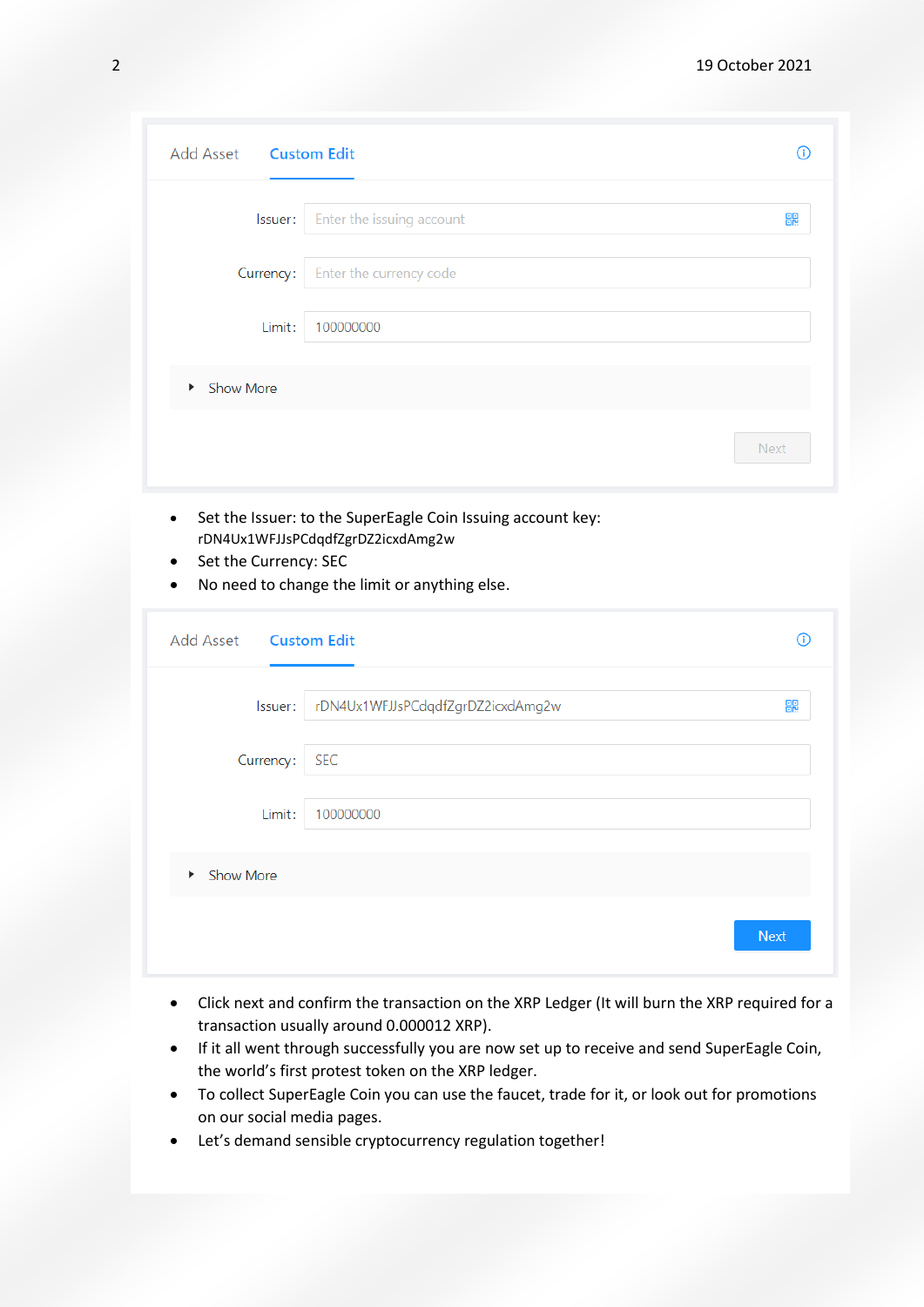Add Asset Custom Edit

Issuer: Enter the issuing account

Currency: Enter the currency code

Limit: 100000000

Show More

Next

- Set the Issuer: to the SuperEagle Coin Issuing account key: rDN4Ux1WFJJsPCdqdfZgrDZ2icxdAmg2w
- Set the Currency: SEC
- No need to change the limit or anything else.

Add Asset Custom Edit

Issuer: rDN4Ux1WFJJsPCdqdfZgrDZ2icxdAmg2w

Currency: SEC

Limit: 100000000

Show More

Next

- Click next and confirm the transaction on the XRP Ledger (It will burn the XRP required for a transaction usually around 0.000012 XRP).
- If it all went through successfully you are now set up to receive and send SuperEagle Coin, the world's first protest token on the XRP ledger.
- To collect SuperEagle Coin you can use the faucet, trade for it, or look out for promotions on our social media pages.
- Let's demand sensible cryptocurrency regulation together!